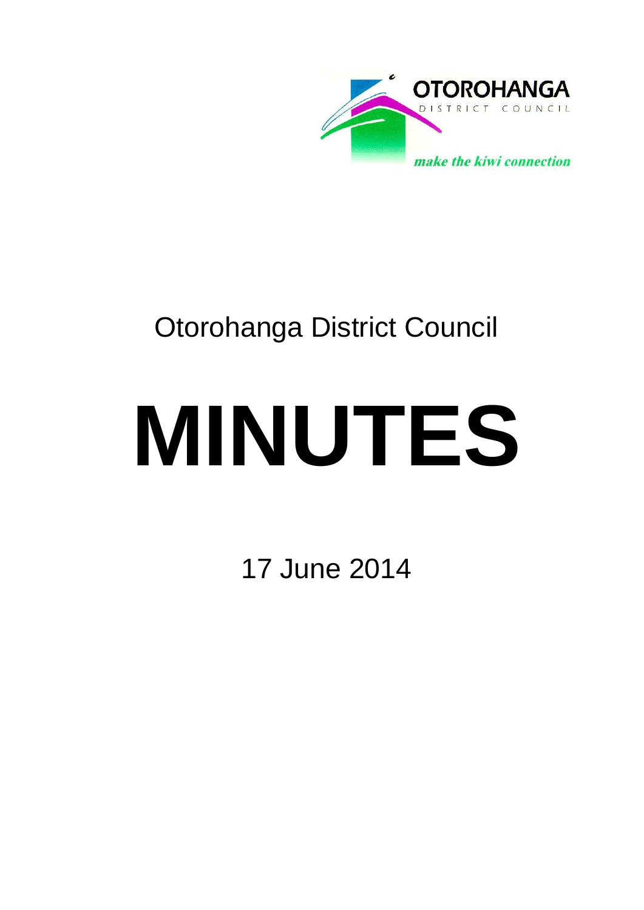OTOROHANGA

DISTRICT COUNCIL

*make the kiwi connection*

Otorohanga District Council

# MINUTES

17 June 2014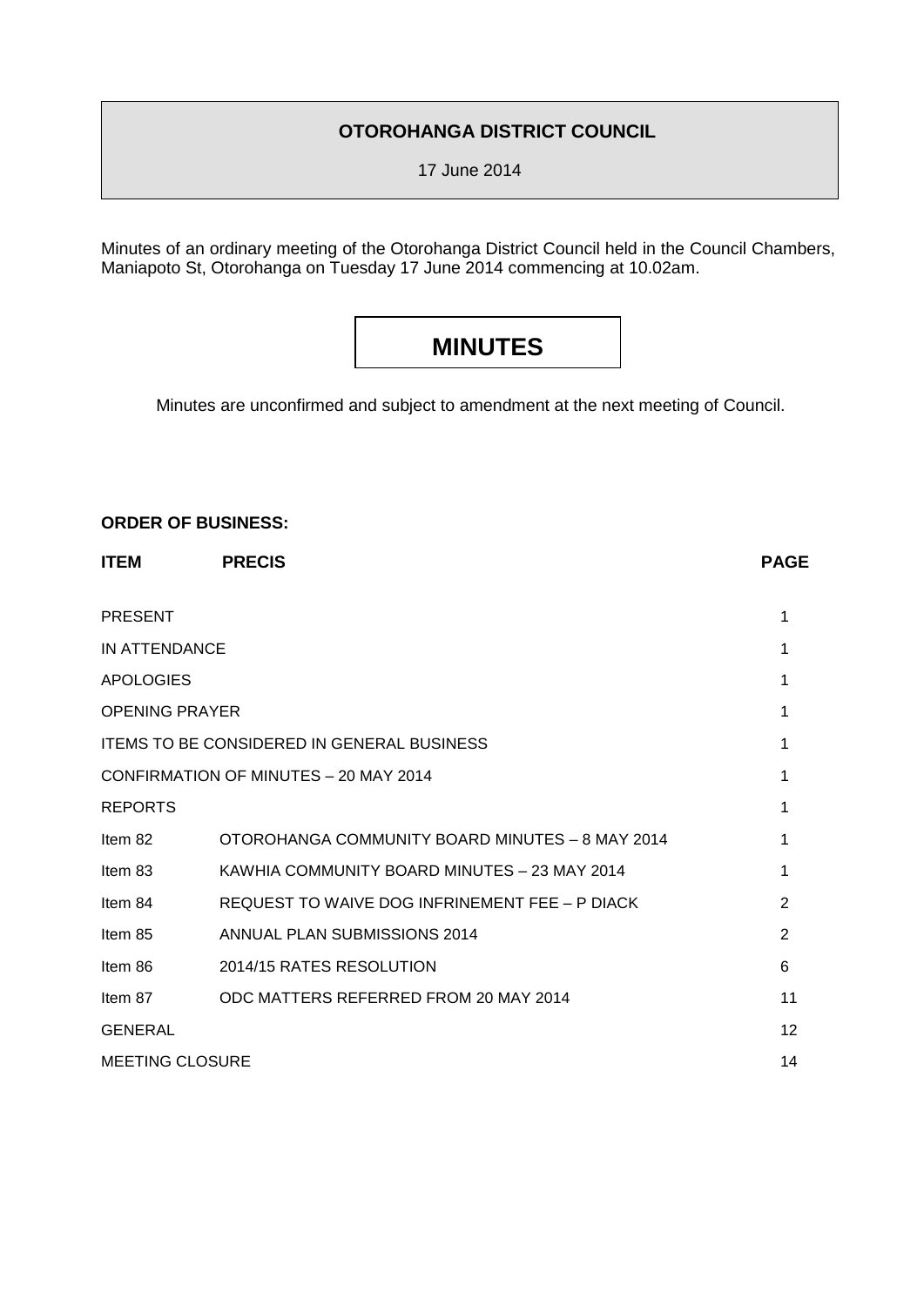**OTOROHANGA DISTRICT COUNCIL**

17 June 2014

Minutes of an ordinary meeting of the Otorohanga District Council held in the Council Chambers, Maniapoto St, Otorohanga on Tuesday 17 June 2014 commencing at 10.02am.

# MINUTES

Minutes are unconfirmed and subject to amendment at the next meeting of Council.

**ORDER OF BUSINESS:**

| ITEM | PRECIS | PAGE |
|---|---|---|
| PRESENT | | 1 |
| IN ATTENDANCE | | 1 |
| APOLOGIES | | 1 |
| OPENING PRAYER | | 1 |
| ITEMS TO BE CONSIDERED IN GENERAL BUSINESS | | 1 |
| CONFIRMATION OF MINUTES – 20 MAY 2014 | | 1 |
| REPORTS | | 1 |
| Item 82 | OTOROHANGA COMMUNITY BOARD MINUTES – 8 MAY 2014 | 1 |
| Item 83 | KAWHIA COMMUNITY BOARD MINUTES – 23 MAY 2014 | 1 |
| Item 84 | REQUEST TO WAIVE DOG INFRINEMENT FEE – P DIACK | 2 |
| Item 85 | ANNUAL PLAN SUBMISSIONS 2014 | 2 |
| Item 86 | 2014/15 RATES RESOLUTION | 6 |
| Item 87 | ODC MATTERS REFERRED FROM 20 MAY 2014 | 11 |
| GENERAL | | 12 |
| MEETING CLOSURE | | 14 |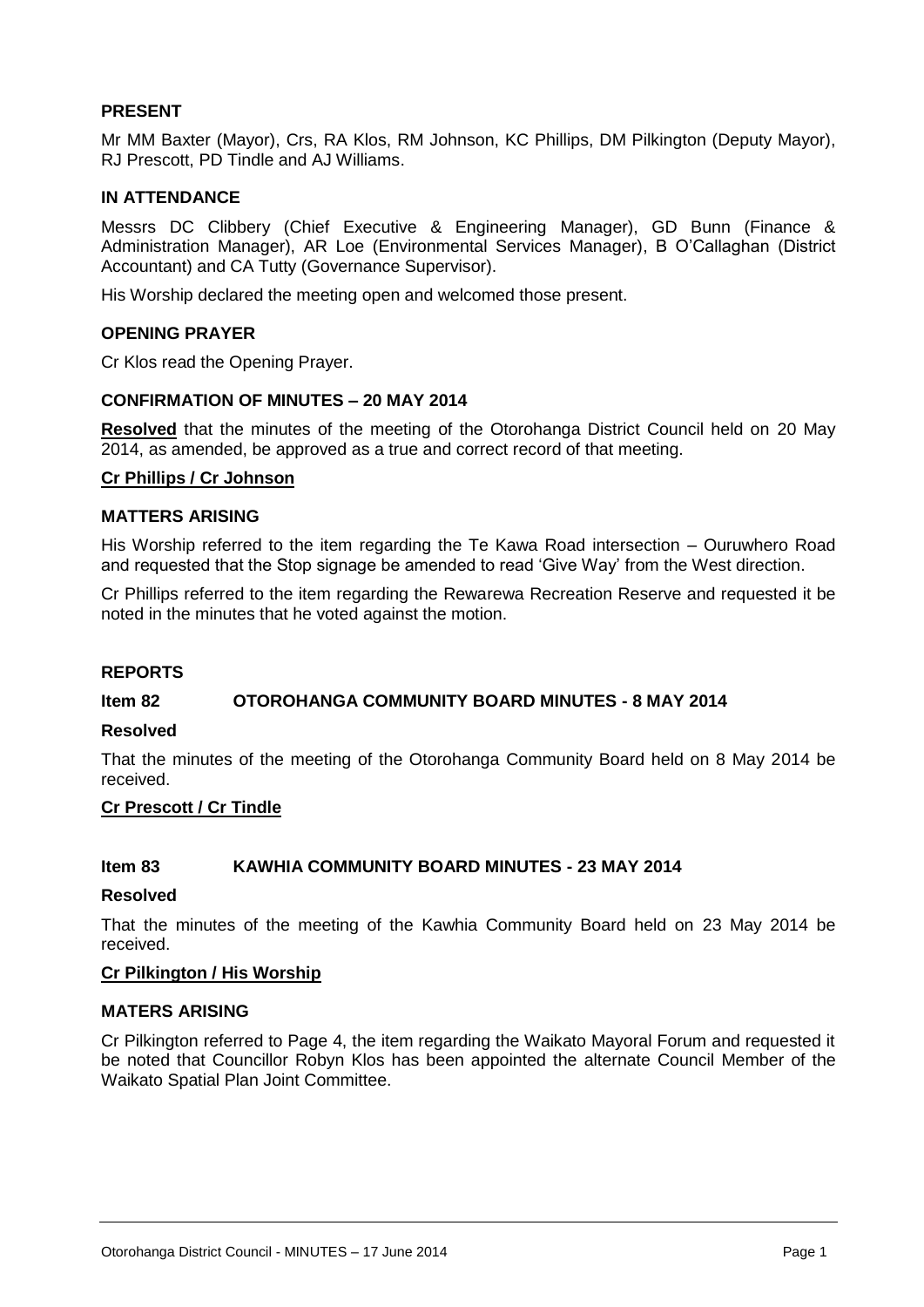## PRESENT

Mr MM Baxter (Mayor), Crs, RA Klos, RM Johnson, KC Phillips, DM Pilkington (Deputy Mayor), RJ Prescott, PD Tindle and AJ Williams.

## IN ATTENDANCE

Messrs DC Clibbery (Chief Executive & Engineering Manager), GD Bunn (Finance & Administration Manager), AR Loe (Environmental Services Manager), B O'Callaghan (District Accountant) and CA Tutty (Governance Supervisor).

His Worship declared the meeting open and welcomed those present.

## OPENING PRAYER

Cr Klos read the Opening Prayer.

## CONFIRMATION OF MINUTES – 20 MAY 2014

**Resolved** that the minutes of the meeting of the Otorohanga District Council held on 20 May 2014, as amended, be approved as a true and correct record of that meeting.

**Cr Phillips / Cr Johnson**

## MATTERS ARISING

His Worship referred to the item regarding the Te Kawa Road intersection – Ouruwhero Road and requested that the Stop signage be amended to read 'Give Way' from the West direction.

Cr Phillips referred to the item regarding the Rewarewa Recreation Reserve and requested it be noted in the minutes that he voted against the motion.

## REPORTS

### Item 82 OTOROHANGA COMMUNITY BOARD MINUTES - 8 MAY 2014

**Resolved**

That the minutes of the meeting of the Otorohanga Community Board held on 8 May 2014 be received.

**Cr Prescott / Cr Tindle**

### Item 83 KAWHIA COMMUNITY BOARD MINUTES - 23 MAY 2014

**Resolved**

That the minutes of the meeting of the Kawhia Community Board held on 23 May 2014 be received.

**Cr Pilkington / His Worship**

## MATERS ARISING

Cr Pilkington referred to Page 4, the item regarding the Waikato Mayoral Forum and requested it be noted that Councillor Robyn Klos has been appointed the alternate Council Member of the Waikato Spatial Plan Joint Committee.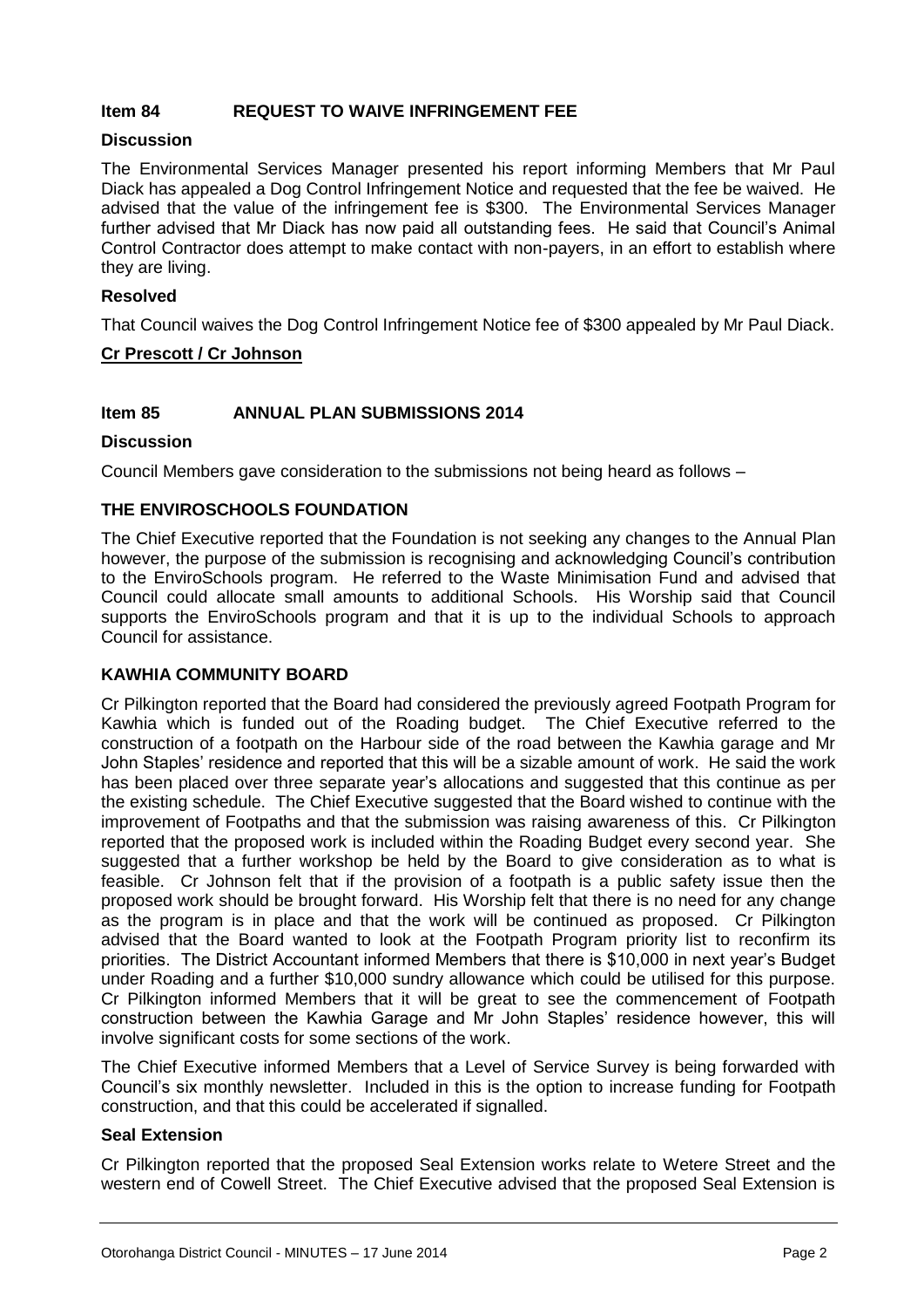## Item 84 REQUEST TO WAIVE INFRINGEMENT FEE

### Discussion

The Environmental Services Manager presented his report informing Members that Mr Paul Diack has appealed a Dog Control Infringement Notice and requested that the fee be waived. He advised that the value of the infringement fee is $300. The Environmental Services Manager further advised that Mr Diack has now paid all outstanding fees. He said that Council's Animal Control Contractor does attempt to make contact with non-payers, in an effort to establish where they are living.

### Resolved

That Council waives the Dog Control Infringement Notice fee of $300 appealed by Mr Paul Diack.

**Cr Prescott / Cr Johnson**

## Item 85 ANNUAL PLAN SUBMISSIONS 2014

### Discussion

Council Members gave consideration to the submissions not being heard as follows –

### THE ENVIROSCHOOLS FOUNDATION

The Chief Executive reported that the Foundation is not seeking any changes to the Annual Plan however, the purpose of the submission is recognising and acknowledging Council's contribution to the EnviroSchools program. He referred to the Waste Minimisation Fund and advised that Council could allocate small amounts to additional Schools. His Worship said that Council supports the EnviroSchools program and that it is up to the individual Schools to approach Council for assistance.

### KAWHIA COMMUNITY BOARD

Cr Pilkington reported that the Board had considered the previously agreed Footpath Program for Kawhia which is funded out of the Roading budget. The Chief Executive referred to the construction of a footpath on the Harbour side of the road between the Kawhia garage and Mr John Staples' residence and reported that this will be a sizable amount of work. He said the work has been placed over three separate year's allocations and suggested that this continue as per the existing schedule. The Chief Executive suggested that the Board wished to continue with the improvement of Footpaths and that the submission was raising awareness of this. Cr Pilkington reported that the proposed work is included within the Roading Budget every second year. She suggested that a further workshop be held by the Board to give consideration as to what is feasible. Cr Johnson felt that if the provision of a footpath is a public safety issue then the proposed work should be brought forward. His Worship felt that there is no need for any change as the program is in place and that the work will be continued as proposed. Cr Pilkington advised that the Board wanted to look at the Footpath Program priority list to reconfirm its priorities. The District Accountant informed Members that there is $10,000 in next year's Budget under Roading and a further $10,000 sundry allowance which could be utilised for this purpose. Cr Pilkington informed Members that it will be great to see the commencement of Footpath construction between the Kawhia Garage and Mr John Staples' residence however, this will involve significant costs for some sections of the work.

The Chief Executive informed Members that a Level of Service Survey is being forwarded with Council's six monthly newsletter. Included in this is the option to increase funding for Footpath construction, and that this could be accelerated if signalled.

### Seal Extension

Cr Pilkington reported that the proposed Seal Extension works relate to Wetere Street and the western end of Cowell Street. The Chief Executive advised that the proposed Seal Extension is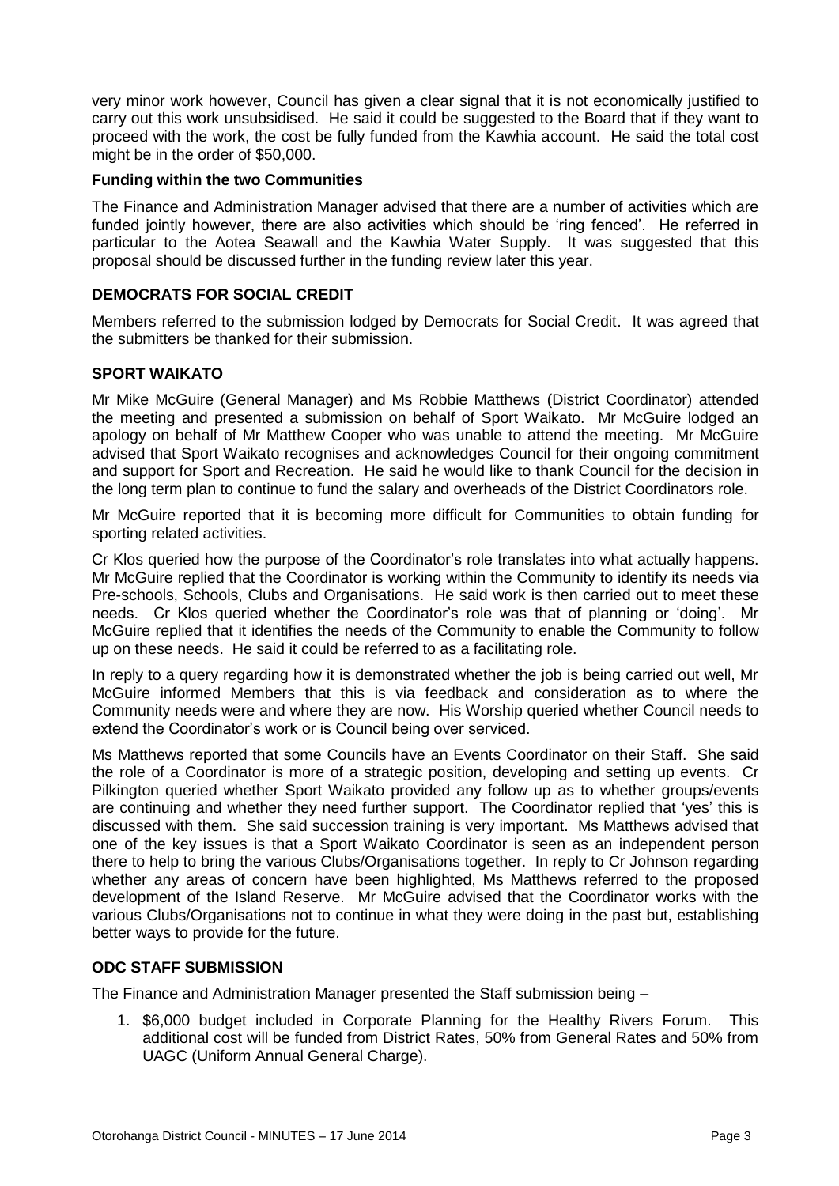very minor work however, Council has given a clear signal that it is not economically justified to carry out this work unsubsidised. He said it could be suggested to the Board that if they want to proceed with the work, the cost be fully funded from the Kawhia account. He said the total cost might be in the order of $50,000.

**Funding within the two Communities**

The Finance and Administration Manager advised that there are a number of activities which are funded jointly however, there are also activities which should be 'ring fenced'. He referred in particular to the Aotea Seawall and the Kawhia Water Supply. It was suggested that this proposal should be discussed further in the funding review later this year.

**DEMOCRATS FOR SOCIAL CREDIT**

Members referred to the submission lodged by Democrats for Social Credit. It was agreed that the submitters be thanked for their submission.

**SPORT WAIKATO**

Mr Mike McGuire (General Manager) and Ms Robbie Matthews (District Coordinator) attended the meeting and presented a submission on behalf of Sport Waikato. Mr McGuire lodged an apology on behalf of Mr Matthew Cooper who was unable to attend the meeting. Mr McGuire advised that Sport Waikato recognises and acknowledges Council for their ongoing commitment and support for Sport and Recreation. He said he would like to thank Council for the decision in the long term plan to continue to fund the salary and overheads of the District Coordinators role.

Mr McGuire reported that it is becoming more difficult for Communities to obtain funding for sporting related activities.

Cr Klos queried how the purpose of the Coordinator's role translates into what actually happens. Mr McGuire replied that the Coordinator is working within the Community to identify its needs via Pre-schools, Schools, Clubs and Organisations. He said work is then carried out to meet these needs. Cr Klos queried whether the Coordinator's role was that of planning or 'doing'. Mr McGuire replied that it identifies the needs of the Community to enable the Community to follow up on these needs. He said it could be referred to as a facilitating role.

In reply to a query regarding how it is demonstrated whether the job is being carried out well, Mr McGuire informed Members that this is via feedback and consideration as to where the Community needs were and where they are now. His Worship queried whether Council needs to extend the Coordinator's work or is Council being over serviced.

Ms Matthews reported that some Councils have an Events Coordinator on their Staff. She said the role of a Coordinator is more of a strategic position, developing and setting up events. Cr Pilkington queried whether Sport Waikato provided any follow up as to whether groups/events are continuing and whether they need further support. The Coordinator replied that 'yes' this is discussed with them. She said succession training is very important. Ms Matthews advised that one of the key issues is that a Sport Waikato Coordinator is seen as an independent person there to help to bring the various Clubs/Organisations together. In reply to Cr Johnson regarding whether any areas of concern have been highlighted, Ms Matthews referred to the proposed development of the Island Reserve. Mr McGuire advised that the Coordinator works with the various Clubs/Organisations not to continue in what they were doing in the past but, establishing better ways to provide for the future.

**ODC STAFF SUBMISSION**

The Finance and Administration Manager presented the Staff submission being –

1. $6,000 budget included in Corporate Planning for the Healthy Rivers Forum. This additional cost will be funded from District Rates, 50% from General Rates and 50% from UAGC (Uniform Annual General Charge).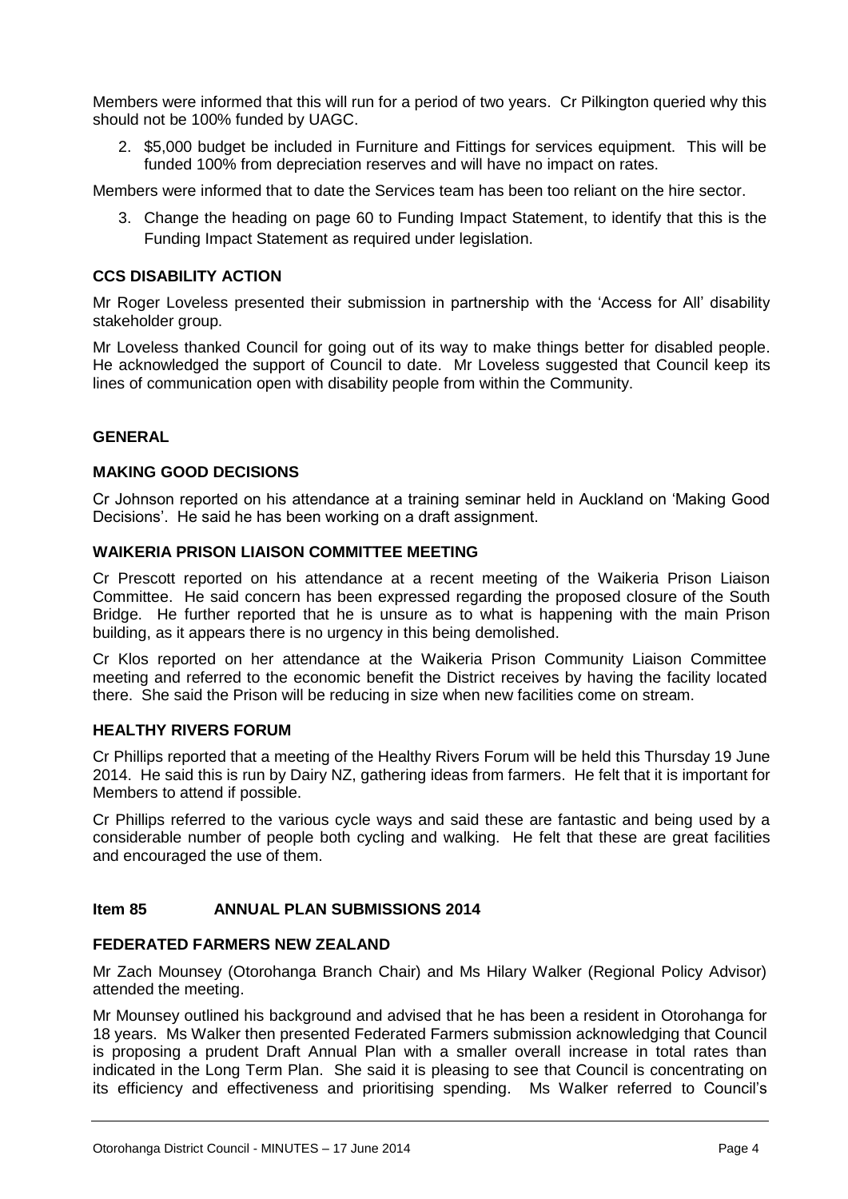Members were informed that this will run for a period of two years. Cr Pilkington queried why this should not be 100% funded by UAGC.

2. $5,000 budget be included in Furniture and Fittings for services equipment. This will be funded 100% from depreciation reserves and will have no impact on rates.

Members were informed that to date the Services team has been too reliant on the hire sector.

3. Change the heading on page 60 to Funding Impact Statement, to identify that this is the Funding Impact Statement as required under legislation.

**CCS DISABILITY ACTION**

Mr Roger Loveless presented their submission in partnership with the 'Access for All' disability stakeholder group.

Mr Loveless thanked Council for going out of its way to make things better for disabled people. He acknowledged the support of Council to date. Mr Loveless suggested that Council keep its lines of communication open with disability people from within the Community.

**GENERAL**

**MAKING GOOD DECISIONS**

Cr Johnson reported on his attendance at a training seminar held in Auckland on 'Making Good Decisions'. He said he has been working on a draft assignment.

**WAIKERIA PRISON LIAISON COMMITTEE MEETING**

Cr Prescott reported on his attendance at a recent meeting of the Waikeria Prison Liaison Committee. He said concern has been expressed regarding the proposed closure of the South Bridge. He further reported that he is unsure as to what is happening with the main Prison building, as it appears there is no urgency in this being demolished.

Cr Klos reported on her attendance at the Waikeria Prison Community Liaison Committee meeting and referred to the economic benefit the District receives by having the facility located there. She said the Prison will be reducing in size when new facilities come on stream.

**HEALTHY RIVERS FORUM**

Cr Phillips reported that a meeting of the Healthy Rivers Forum will be held this Thursday 19 June 2014. He said this is run by Dairy NZ, gathering ideas from farmers. He felt that it is important for Members to attend if possible.

Cr Phillips referred to the various cycle ways and said these are fantastic and being used by a considerable number of people both cycling and walking. He felt that these are great facilities and encouraged the use of them.

**Item 85 ANNUAL PLAN SUBMISSIONS 2014**

**FEDERATED FARMERS NEW ZEALAND**

Mr Zach Mounsey (Otorohanga Branch Chair) and Ms Hilary Walker (Regional Policy Advisor) attended the meeting.

Mr Mounsey outlined his background and advised that he has been a resident in Otorohanga for 18 years. Ms Walker then presented Federated Farmers submission acknowledging that Council is proposing a prudent Draft Annual Plan with a smaller overall increase in total rates than indicated in the Long Term Plan. She said it is pleasing to see that Council is concentrating on its efficiency and effectiveness and prioritising spending. Ms Walker referred to Council's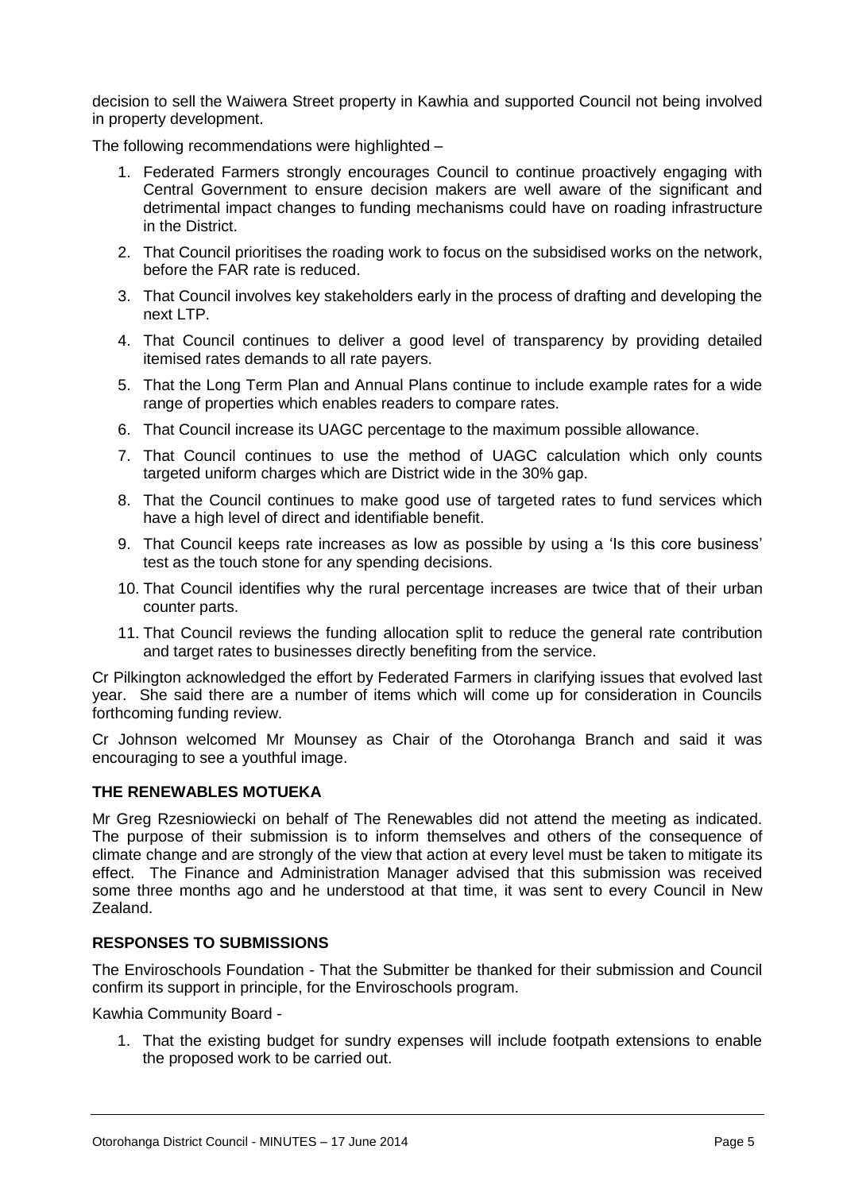decision to sell the Waiwera Street property in Kawhia and supported Council not being involved in property development.

The following recommendations were highlighted –

1. Federated Farmers strongly encourages Council to continue proactively engaging with Central Government to ensure decision makers are well aware of the significant and detrimental impact changes to funding mechanisms could have on roading infrastructure in the District.
2. That Council prioritises the roading work to focus on the subsidised works on the network, before the FAR rate is reduced.
3. That Council involves key stakeholders early in the process of drafting and developing the next LTP.
4. That Council continues to deliver a good level of transparency by providing detailed itemised rates demands to all rate payers.
5. That the Long Term Plan and Annual Plans continue to include example rates for a wide range of properties which enables readers to compare rates.
6. That Council increase its UAGC percentage to the maximum possible allowance.
7. That Council continues to use the method of UAGC calculation which only counts targeted uniform charges which are District wide in the 30% gap.
8. That the Council continues to make good use of targeted rates to fund services which have a high level of direct and identifiable benefit.
9. That Council keeps rate increases as low as possible by using a 'Is this core business' test as the touch stone for any spending decisions.
10. That Council identifies why the rural percentage increases are twice that of their urban counter parts.
11. That Council reviews the funding allocation split to reduce the general rate contribution and target rates to businesses directly benefiting from the service.

Cr Pilkington acknowledged the effort by Federated Farmers in clarifying issues that evolved last year. She said there are a number of items which will come up for consideration in Councils forthcoming funding review.

Cr Johnson welcomed Mr Mounsey as Chair of the Otorohanga Branch and said it was encouraging to see a youthful image.

**THE RENEWABLES MOTUEKA**

Mr Greg Rzesniowiecki on behalf of The Renewables did not attend the meeting as indicated. The purpose of their submission is to inform themselves and others of the consequence of climate change and are strongly of the view that action at every level must be taken to mitigate its effect. The Finance and Administration Manager advised that this submission was received some three months ago and he understood at that time, it was sent to every Council in New Zealand.

**RESPONSES TO SUBMISSIONS**

The Enviroschools Foundation - That the Submitter be thanked for their submission and Council confirm its support in principle, for the Enviroschools program.

Kawhia Community Board -

1. That the existing budget for sundry expenses will include footpath extensions to enable the proposed work to be carried out.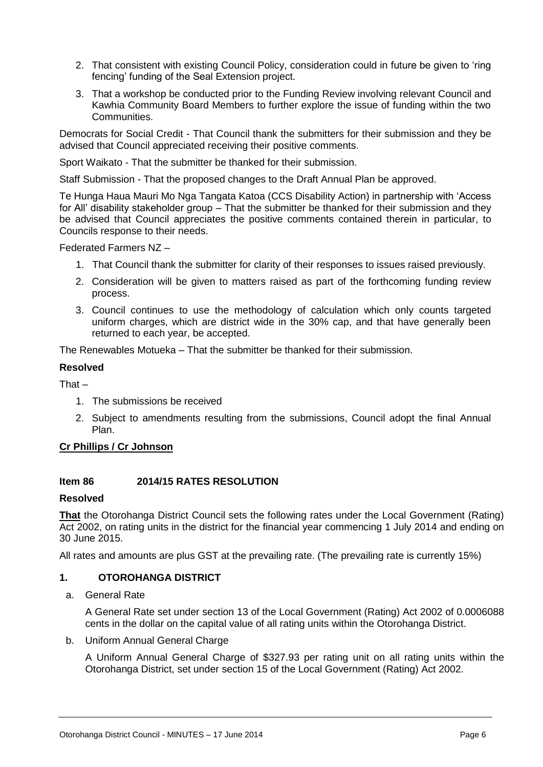2. That consistent with existing Council Policy, consideration could in future be given to 'ring fencing' funding of the Seal Extension project.
3. That a workshop be conducted prior to the Funding Review involving relevant Council and Kawhia Community Board Members to further explore the issue of funding within the two Communities.

Democrats for Social Credit - That Council thank the submitters for their submission and they be advised that Council appreciated receiving their positive comments.

Sport Waikato - That the submitter be thanked for their submission.

Staff Submission - That the proposed changes to the Draft Annual Plan be approved.

Te Hunga Haua Mauri Mo Nga Tangata Katoa (CCS Disability Action) in partnership with 'Access for All' disability stakeholder group – That the submitter be thanked for their submission and they be advised that Council appreciates the positive comments contained therein in particular, to Councils response to their needs.

Federated Farmers NZ –

1. That Council thank the submitter for clarity of their responses to issues raised previously.
2. Consideration will be given to matters raised as part of the forthcoming funding review process.
3. Council continues to use the methodology of calculation which only counts targeted uniform charges, which are district wide in the 30% cap, and that have generally been returned to each year, be accepted.

The Renewables Motueka – That the submitter be thanked for their submission.

**Resolved**

That –

1. The submissions be received
2. Subject to amendments resulting from the submissions, Council adopt the final Annual Plan.

**Cr Phillips / Cr Johnson**

## Item 86 2014/15 RATES RESOLUTION

**Resolved**

**That** the Otorohanga District Council sets the following rates under the Local Government (Rating) Act 2002, on rating units in the district for the financial year commencing 1 July 2014 and ending on 30 June 2015.

All rates and amounts are plus GST at the prevailing rate. (The prevailing rate is currently 15%)

### 1. OTOROHANGA DISTRICT

a. General Rate

   A General Rate set under section 13 of the Local Government (Rating) Act 2002 of 0.0006088 cents in the dollar on the capital value of all rating units within the Otorohanga District.

b. Uniform Annual General Charge

   A Uniform Annual General Charge of $327.93 per rating unit on all rating units within the Otorohanga District, set under section 15 of the Local Government (Rating) Act 2002.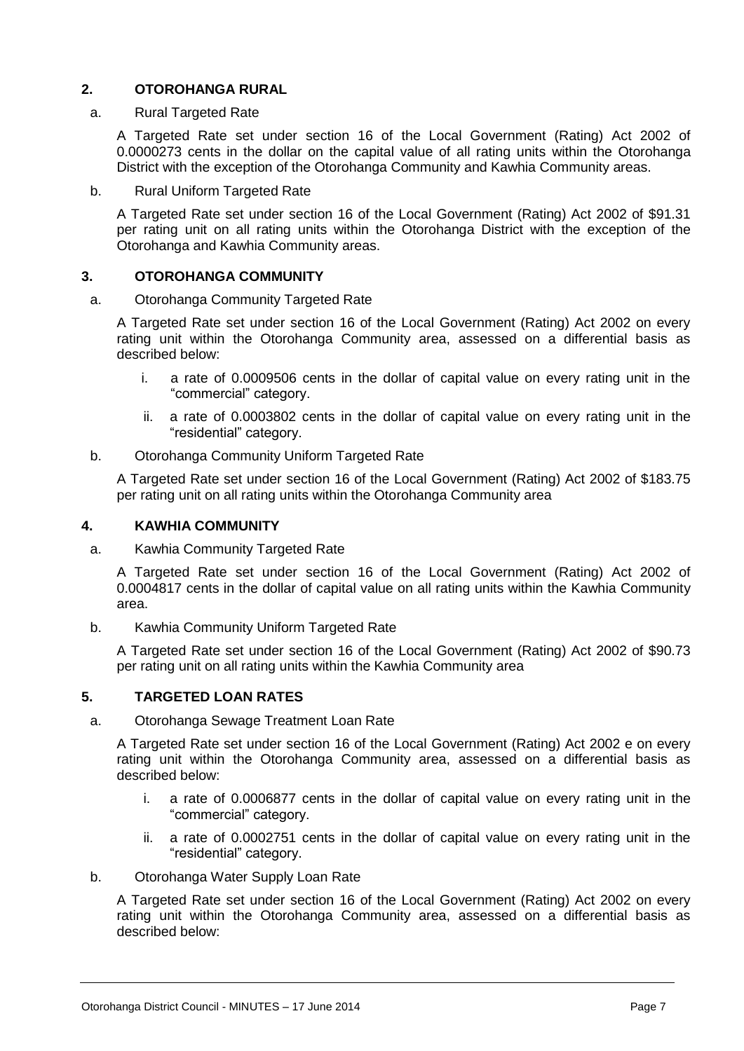## 2. OTOROHANGA RURAL

a. Rural Targeted Rate

A Targeted Rate set under section 16 of the Local Government (Rating) Act 2002 of 0.0000273 cents in the dollar on the capital value of all rating units within the Otorohanga District with the exception of the Otorohanga Community and Kawhia Community areas.

b. Rural Uniform Targeted Rate

A Targeted Rate set under section 16 of the Local Government (Rating) Act 2002 of $91.31 per rating unit on all rating units within the Otorohanga District with the exception of the Otorohanga and Kawhia Community areas.

## 3. OTOROHANGA COMMUNITY

a. Otorohanga Community Targeted Rate

A Targeted Rate set under section 16 of the Local Government (Rating) Act 2002 on every rating unit within the Otorohanga Community area, assessed on a differential basis as described below:

i. a rate of 0.0009506 cents in the dollar of capital value on every rating unit in the "commercial" category.

ii. a rate of 0.0003802 cents in the dollar of capital value on every rating unit in the "residential" category.

b. Otorohanga Community Uniform Targeted Rate

A Targeted Rate set under section 16 of the Local Government (Rating) Act 2002 of $183.75 per rating unit on all rating units within the Otorohanga Community area

## 4. KAWHIA COMMUNITY

a. Kawhia Community Targeted Rate

A Targeted Rate set under section 16 of the Local Government (Rating) Act 2002 of 0.0004817 cents in the dollar of capital value on all rating units within the Kawhia Community area.

b. Kawhia Community Uniform Targeted Rate

A Targeted Rate set under section 16 of the Local Government (Rating) Act 2002 of $90.73 per rating unit on all rating units within the Kawhia Community area

## 5. TARGETED LOAN RATES

a. Otorohanga Sewage Treatment Loan Rate

A Targeted Rate set under section 16 of the Local Government (Rating) Act 2002 e on every rating unit within the Otorohanga Community area, assessed on a differential basis as described below:

i. a rate of 0.0006877 cents in the dollar of capital value on every rating unit in the "commercial" category.

ii. a rate of 0.0002751 cents in the dollar of capital value on every rating unit in the "residential" category.

b. Otorohanga Water Supply Loan Rate

A Targeted Rate set under section 16 of the Local Government (Rating) Act 2002 on every rating unit within the Otorohanga Community area, assessed on a differential basis as described below: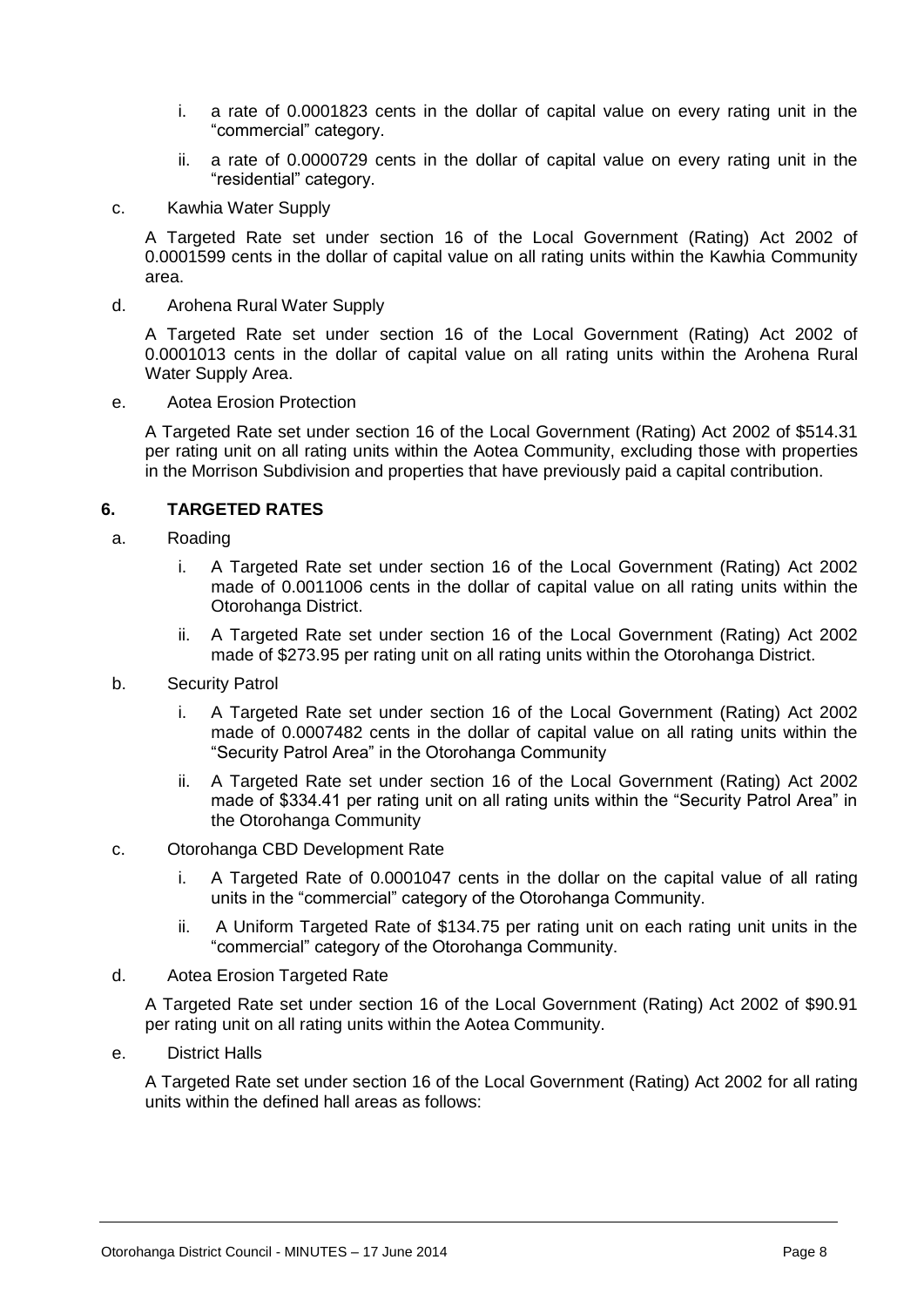i. a rate of 0.0001823 cents in the dollar of capital value on every rating unit in the "commercial" category.

   ii. a rate of 0.0000729 cents in the dollar of capital value on every rating unit in the "residential" category.

c. Kawhia Water Supply

   A Targeted Rate set under section 16 of the Local Government (Rating) Act 2002 of 0.0001599 cents in the dollar of capital value on all rating units within the Kawhia Community area.

d. Arohena Rural Water Supply

   A Targeted Rate set under section 16 of the Local Government (Rating) Act 2002 of 0.0001013 cents in the dollar of capital value on all rating units within the Arohena Rural Water Supply Area.

e. Aotea Erosion Protection

   A Targeted Rate set under section 16 of the Local Government (Rating) Act 2002 of $514.31 per rating unit on all rating units within the Aotea Community, excluding those with properties in the Morrison Subdivision and properties that have previously paid a capital contribution.

## 6. TARGETED RATES

a. Roading

   i. A Targeted Rate set under section 16 of the Local Government (Rating) Act 2002 made of 0.0011006 cents in the dollar of capital value on all rating units within the Otorohanga District.

   ii. A Targeted Rate set under section 16 of the Local Government (Rating) Act 2002 made of $273.95 per rating unit on all rating units within the Otorohanga District.

b. Security Patrol

   i. A Targeted Rate set under section 16 of the Local Government (Rating) Act 2002 made of 0.0007482 cents in the dollar of capital value on all rating units within the "Security Patrol Area" in the Otorohanga Community

   ii. A Targeted Rate set under section 16 of the Local Government (Rating) Act 2002 made of $334.41 per rating unit on all rating units within the "Security Patrol Area" in the Otorohanga Community

c. Otorohanga CBD Development Rate

   i. A Targeted Rate of 0.0001047 cents in the dollar on the capital value of all rating units in the "commercial" category of the Otorohanga Community.

   ii. A Uniform Targeted Rate of $134.75 per rating unit on each rating unit units in the "commercial" category of the Otorohanga Community.

d. Aotea Erosion Targeted Rate

   A Targeted Rate set under section 16 of the Local Government (Rating) Act 2002 of $90.91 per rating unit on all rating units within the Aotea Community.

e. District Halls

   A Targeted Rate set under section 16 of the Local Government (Rating) Act 2002 for all rating units within the defined hall areas as follows: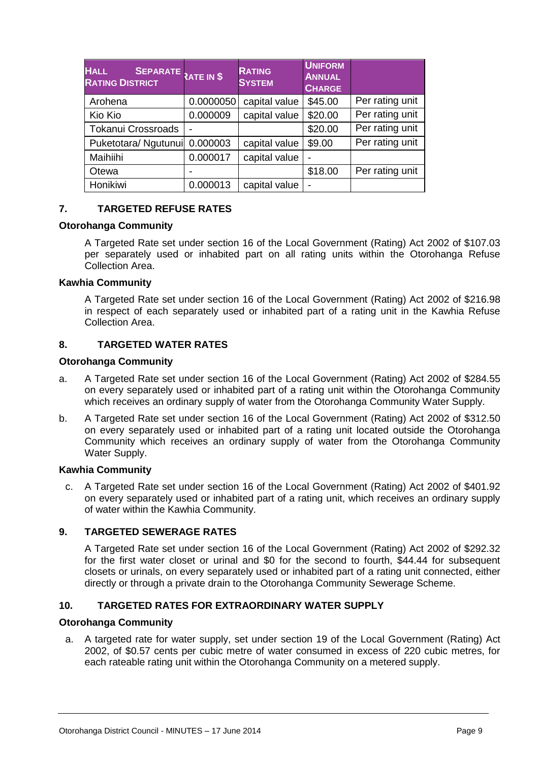| HALL SEPARATE RATING DISTRICT | RATE IN $ | RATING SYSTEM | UNIFORM ANNUAL CHARGE | |
|---|---|---|---|---|
| Arohena | 0.0000050 | capital value | $45.00 | Per rating unit |
| Kio Kio | 0.000009 | capital value | $20.00 | Per rating unit |
| Tokanui Crossroads | - | | $20.00 | Per rating unit |
| Puketotara/ Ngutunui | 0.000003 | capital value | $9.00 | Per rating unit |
| Maihiihi | 0.000017 | capital value | - | |
| Otewa | - | | $18.00 | Per rating unit |
| Honikiwi | 0.000013 | capital value | - | |

## 7. TARGETED REFUSE RATES

**Otorohanga Community**

A Targeted Rate set under section 16 of the Local Government (Rating) Act 2002 of $107.03 per separately used or inhabited part on all rating units within the Otorohanga Refuse Collection Area.

**Kawhia Community**

A Targeted Rate set under section 16 of the Local Government (Rating) Act 2002 of $216.98 in respect of each separately used or inhabited part of a rating unit in the Kawhia Refuse Collection Area.

## 8. TARGETED WATER RATES

**Otorohanga Community**

a. A Targeted Rate set under section 16 of the Local Government (Rating) Act 2002 of $284.55 on every separately used or inhabited part of a rating unit within the Otorohanga Community which receives an ordinary supply of water from the Otorohanga Community Water Supply.

b. A Targeted Rate set under section 16 of the Local Government (Rating) Act 2002 of $312.50 on every separately used or inhabited part of a rating unit located outside the Otorohanga Community which receives an ordinary supply of water from the Otorohanga Community Water Supply.

**Kawhia Community**

c. A Targeted Rate set under section 16 of the Local Government (Rating) Act 2002 of $401.92 on every separately used or inhabited part of a rating unit, which receives an ordinary supply of water within the Kawhia Community.

## 9. TARGETED SEWERAGE RATES

A Targeted Rate set under section 16 of the Local Government (Rating) Act 2002 of $292.32 for the first water closet or urinal and $0 for the second to fourth, $44.44 for subsequent closets or urinals, on every separately used or inhabited part of a rating unit connected, either directly or through a private drain to the Otorohanga Community Sewerage Scheme.

## 10. TARGETED RATES FOR EXTRAORDINARY WATER SUPPLY

**Otorohanga Community**

a. A targeted rate for water supply, set under section 19 of the Local Government (Rating) Act 2002, of $0.57 cents per cubic metre of water consumed in excess of 220 cubic metres, for each rateable rating unit within the Otorohanga Community on a metered supply.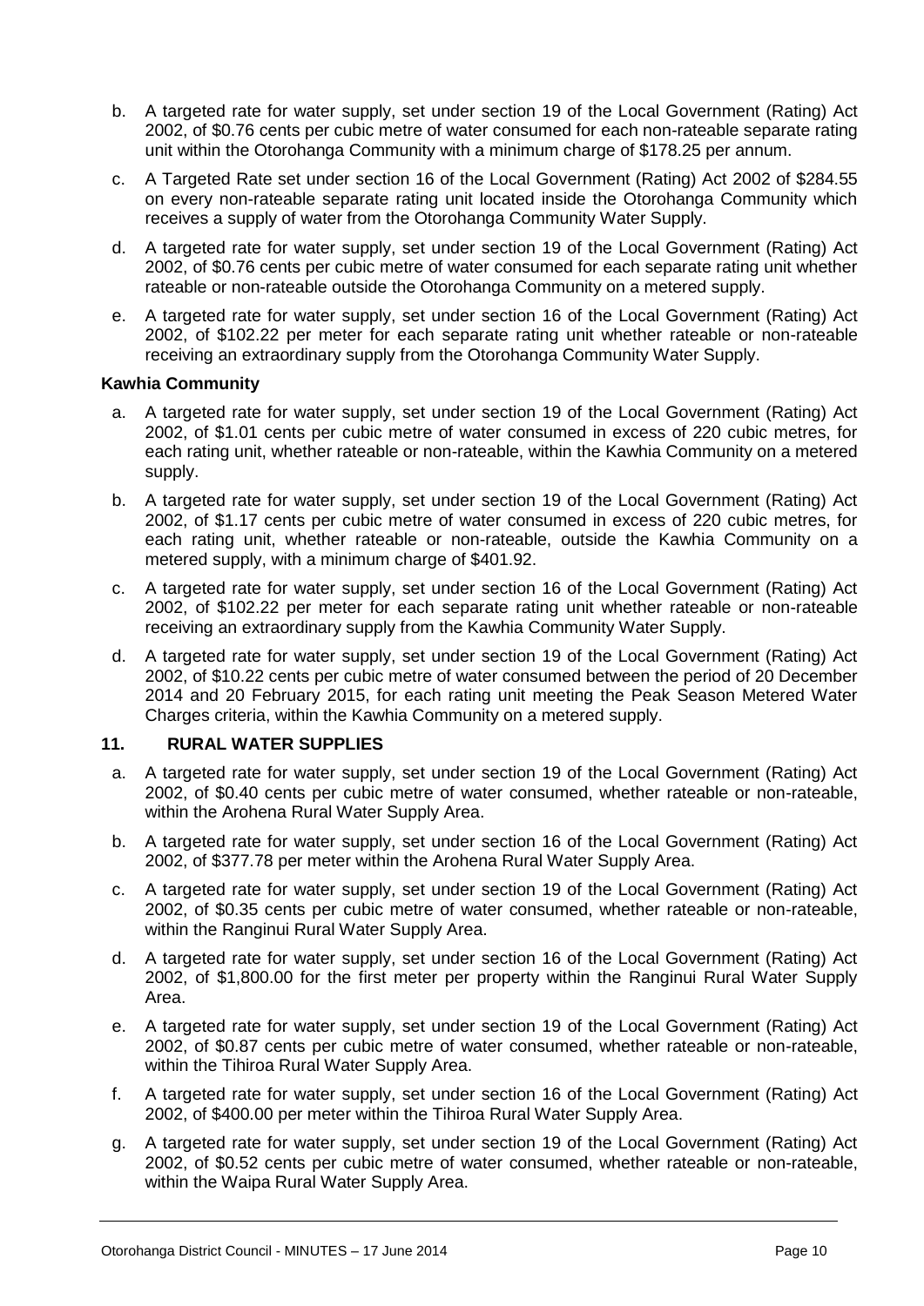b. A targeted rate for water supply, set under section 19 of the Local Government (Rating) Act 2002, of $0.76 cents per cubic metre of water consumed for each non-rateable separate rating unit within the Otorohanga Community with a minimum charge of $178.25 per annum.

c. A Targeted Rate set under section 16 of the Local Government (Rating) Act 2002 of $284.55 on every non-rateable separate rating unit located inside the Otorohanga Community which receives a supply of water from the Otorohanga Community Water Supply.

d. A targeted rate for water supply, set under section 19 of the Local Government (Rating) Act 2002, of $0.76 cents per cubic metre of water consumed for each separate rating unit whether rateable or non-rateable outside the Otorohanga Community on a metered supply.

e. A targeted rate for water supply, set under section 16 of the Local Government (Rating) Act 2002, of $102.22 per meter for each separate rating unit whether rateable or non-rateable receiving an extraordinary supply from the Otorohanga Community Water Supply.

**Kawhia Community**

a. A targeted rate for water supply, set under section 19 of the Local Government (Rating) Act 2002, of $1.01 cents per cubic metre of water consumed in excess of 220 cubic metres, for each rating unit, whether rateable or non-rateable, within the Kawhia Community on a metered supply.

b. A targeted rate for water supply, set under section 19 of the Local Government (Rating) Act 2002, of $1.17 cents per cubic metre of water consumed in excess of 220 cubic metres, for each rating unit, whether rateable or non-rateable, outside the Kawhia Community on a metered supply, with a minimum charge of $401.92.

c. A targeted rate for water supply, set under section 16 of the Local Government (Rating) Act 2002, of $102.22 per meter for each separate rating unit whether rateable or non-rateable receiving an extraordinary supply from the Kawhia Community Water Supply.

d. A targeted rate for water supply, set under section 19 of the Local Government (Rating) Act 2002, of $10.22 cents per cubic metre of water consumed between the period of 20 December 2014 and 20 February 2015, for each rating unit meeting the Peak Season Metered Water Charges criteria, within the Kawhia Community on a metered supply.

**11. RURAL WATER SUPPLIES**

a. A targeted rate for water supply, set under section 19 of the Local Government (Rating) Act 2002, of $0.40 cents per cubic metre of water consumed, whether rateable or non-rateable, within the Arohena Rural Water Supply Area.

b. A targeted rate for water supply, set under section 16 of the Local Government (Rating) Act 2002, of $377.78 per meter within the Arohena Rural Water Supply Area.

c. A targeted rate for water supply, set under section 19 of the Local Government (Rating) Act 2002, of $0.35 cents per cubic metre of water consumed, whether rateable or non-rateable, within the Ranginui Rural Water Supply Area.

d. A targeted rate for water supply, set under section 16 of the Local Government (Rating) Act 2002, of $1,800.00 for the first meter per property within the Ranginui Rural Water Supply Area.

e. A targeted rate for water supply, set under section 19 of the Local Government (Rating) Act 2002, of $0.87 cents per cubic metre of water consumed, whether rateable or non-rateable, within the Tihiroa Rural Water Supply Area.

f. A targeted rate for water supply, set under section 16 of the Local Government (Rating) Act 2002, of $400.00 per meter within the Tihiroa Rural Water Supply Area.

g. A targeted rate for water supply, set under section 19 of the Local Government (Rating) Act 2002, of $0.52 cents per cubic metre of water consumed, whether rateable or non-rateable, within the Waipa Rural Water Supply Area.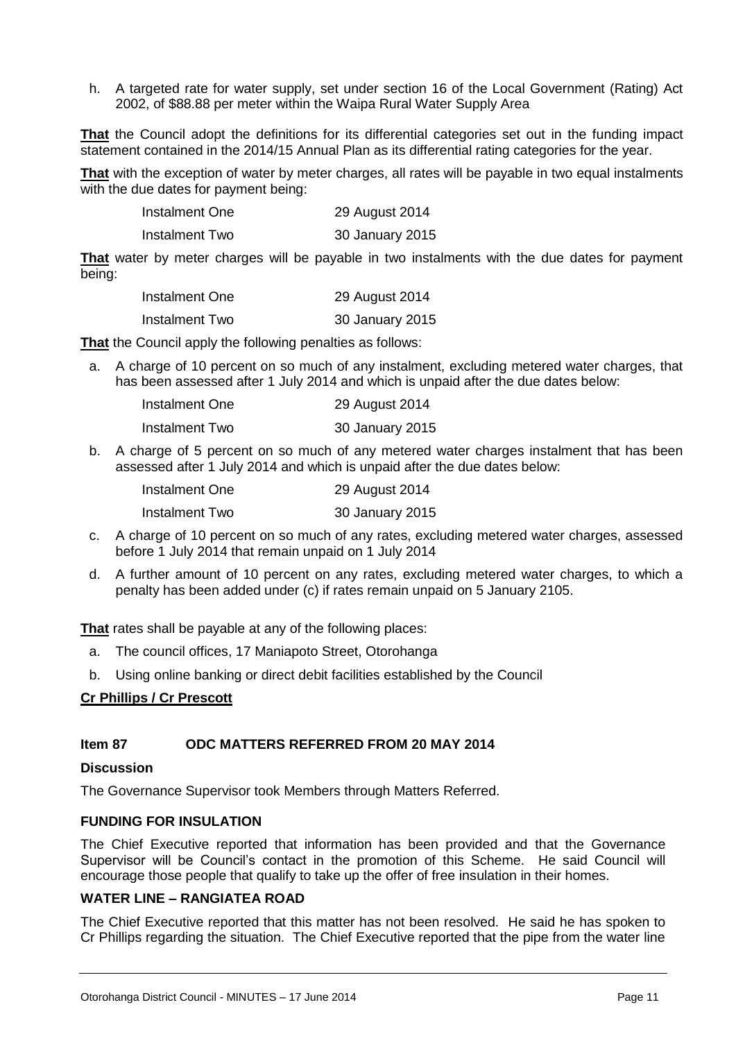h. A targeted rate for water supply, set under section 16 of the Local Government (Rating) Act 2002, of $88.88 per meter within the Waipa Rural Water Supply Area

**That** the Council adopt the definitions for its differential categories set out in the funding impact statement contained in the 2014/15 Annual Plan as its differential rating categories for the year.

**That** with the exception of water by meter charges, all rates will be payable in two equal instalments with the due dates for payment being:

| | |
|---|---|
| Instalment One | 29 August 2014 |
| Instalment Two | 30 January 2015 |

**That** water by meter charges will be payable in two instalments with the due dates for payment being:

| | |
|---|---|
| Instalment One | 29 August 2014 |
| Instalment Two | 30 January 2015 |

**That** the Council apply the following penalties as follows:

a. A charge of 10 percent on so much of any instalment, excluding metered water charges, that has been assessed after 1 July 2014 and which is unpaid after the due dates below:

| | |
|---|---|
| Instalment One | 29 August 2014 |
| Instalment Two | 30 January 2015 |

b. A charge of 5 percent on so much of any metered water charges instalment that has been assessed after 1 July 2014 and which is unpaid after the due dates below:

| | |
|---|---|
| Instalment One | 29 August 2014 |
| Instalment Two | 30 January 2015 |

c. A charge of 10 percent on so much of any rates, excluding metered water charges, assessed before 1 July 2014 that remain unpaid on 1 July 2014

d. A further amount of 10 percent on any rates, excluding metered water charges, to which a penalty has been added under (c) if rates remain unpaid on 5 January 2105.

**That** rates shall be payable at any of the following places:

a. The council offices, 17 Maniapoto Street, Otorohanga

b. Using online banking or direct debit facilities established by the Council

**Cr Phillips / Cr Prescott**

### Item 87 ODC MATTERS REFERRED FROM 20 MAY 2014

**Discussion**

The Governance Supervisor took Members through Matters Referred.

**FUNDING FOR INSULATION**

The Chief Executive reported that information has been provided and that the Governance Supervisor will be Council's contact in the promotion of this Scheme. He said Council will encourage those people that qualify to take up the offer of free insulation in their homes.

**WATER LINE – RANGIATEA ROAD**

The Chief Executive reported that this matter has not been resolved. He said he has spoken to Cr Phillips regarding the situation. The Chief Executive reported that the pipe from the water line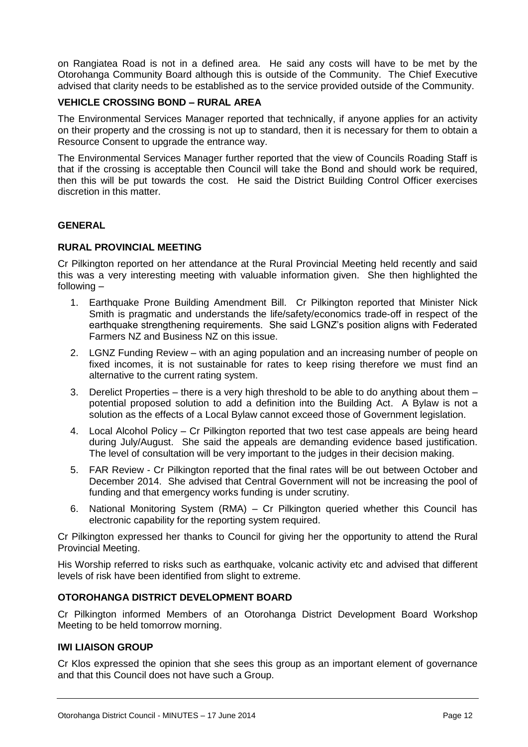on Rangiatea Road is not in a defined area. He said any costs will have to be met by the Otorohanga Community Board although this is outside of the Community. The Chief Executive advised that clarity needs to be established as to the service provided outside of the Community.

**VEHICLE CROSSING BOND – RURAL AREA**

The Environmental Services Manager reported that technically, if anyone applies for an activity on their property and the crossing is not up to standard, then it is necessary for them to obtain a Resource Consent to upgrade the entrance way.

The Environmental Services Manager further reported that the view of Councils Roading Staff is that if the crossing is acceptable then Council will take the Bond and should work be required, then this will be put towards the cost. He said the District Building Control Officer exercises discretion in this matter.

**GENERAL**

**RURAL PROVINCIAL MEETING**

Cr Pilkington reported on her attendance at the Rural Provincial Meeting held recently and said this was a very interesting meeting with valuable information given. She then highlighted the following –

1. Earthquake Prone Building Amendment Bill. Cr Pilkington reported that Minister Nick Smith is pragmatic and understands the life/safety/economics trade-off in respect of the earthquake strengthening requirements. She said LGNZ's position aligns with Federated Farmers NZ and Business NZ on this issue.
2. LGNZ Funding Review – with an aging population and an increasing number of people on fixed incomes, it is not sustainable for rates to keep rising therefore we must find an alternative to the current rating system.
3. Derelict Properties – there is a very high threshold to be able to do anything about them – potential proposed solution to add a definition into the Building Act. A Bylaw is not a solution as the effects of a Local Bylaw cannot exceed those of Government legislation.
4. Local Alcohol Policy – Cr Pilkington reported that two test case appeals are being heard during July/August. She said the appeals are demanding evidence based justification. The level of consultation will be very important to the judges in their decision making.
5. FAR Review - Cr Pilkington reported that the final rates will be out between October and December 2014. She advised that Central Government will not be increasing the pool of funding and that emergency works funding is under scrutiny.
6. National Monitoring System (RMA) – Cr Pilkington queried whether this Council has electronic capability for the reporting system required.

Cr Pilkington expressed her thanks to Council for giving her the opportunity to attend the Rural Provincial Meeting.

His Worship referred to risks such as earthquake, volcanic activity etc and advised that different levels of risk have been identified from slight to extreme.

**OTOROHANGA DISTRICT DEVELOPMENT BOARD**

Cr Pilkington informed Members of an Otorohanga District Development Board Workshop Meeting to be held tomorrow morning.

**IWI LIAISON GROUP**

Cr Klos expressed the opinion that she sees this group as an important element of governance and that this Council does not have such a Group.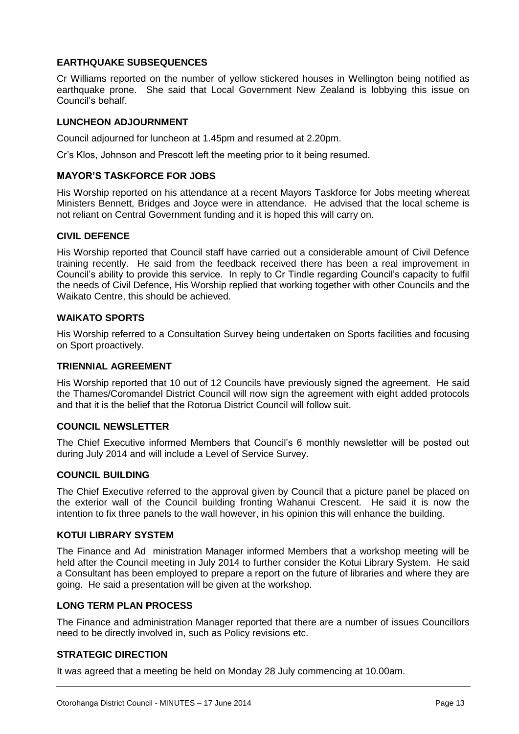## EARTHQUAKE SUBSEQUENCES

Cr Williams reported on the number of yellow stickered houses in Wellington being notified as earthquake prone. She said that Local Government New Zealand is lobbying this issue on Council's behalf.

## LUNCHEON ADJOURNMENT

Council adjourned for luncheon at 1.45pm and resumed at 2.20pm.

Cr's Klos, Johnson and Prescott left the meeting prior to it being resumed.

## MAYOR'S TASKFORCE FOR JOBS

His Worship reported on his attendance at a recent Mayors Taskforce for Jobs meeting whereat Ministers Bennett, Bridges and Joyce were in attendance. He advised that the local scheme is not reliant on Central Government funding and it is hoped this will carry on.

## CIVIL DEFENCE

His Worship reported that Council staff have carried out a considerable amount of Civil Defence training recently. He said from the feedback received there has been a real improvement in Council's ability to provide this service. In reply to Cr Tindle regarding Council's capacity to fulfil the needs of Civil Defence, His Worship replied that working together with other Councils and the Waikato Centre, this should be achieved.

## WAIKATO SPORTS

His Worship referred to a Consultation Survey being undertaken on Sports facilities and focusing on Sport proactively.

## TRIENNIAL AGREEMENT

His Worship reported that 10 out of 12 Councils have previously signed the agreement. He said the Thames/Coromandel District Council will now sign the agreement with eight added protocols and that it is the belief that the Rotorua District Council will follow suit.

## COUNCIL NEWSLETTER

The Chief Executive informed Members that Council's 6 monthly newsletter will be posted out during July 2014 and will include a Level of Service Survey.

## COUNCIL BUILDING

The Chief Executive referred to the approval given by Council that a picture panel be placed on the exterior wall of the Council building fronting Wahanui Crescent. He said it is now the intention to fix three panels to the wall however, in his opinion this will enhance the building.

## KOTUI LIBRARY SYSTEM

The Finance and Ad ministration Manager informed Members that a workshop meeting will be held after the Council meeting in July 2014 to further consider the Kotui Library System. He said a Consultant has been employed to prepare a report on the future of libraries and where they are going. He said a presentation will be given at the workshop.

## LONG TERM PLAN PROCESS

The Finance and administration Manager reported that there are a number of issues Councillors need to be directly involved in, such as Policy revisions etc.

## STRATEGIC DIRECTION

It was agreed that a meeting be held on Monday 28 July commencing at 10.00am.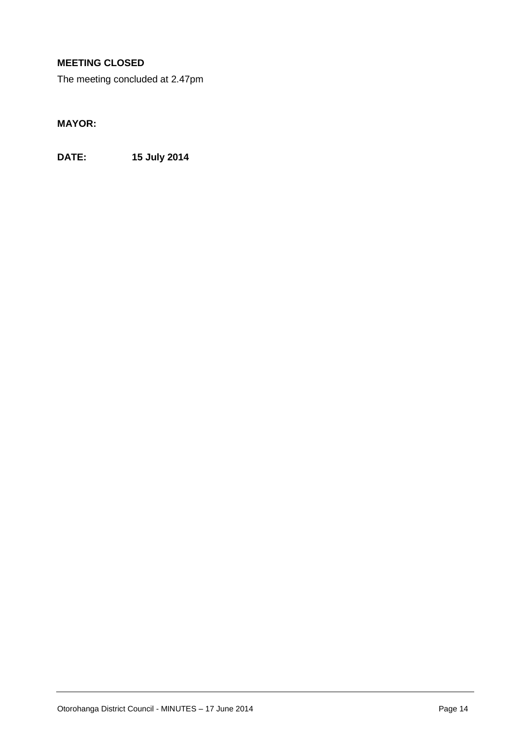**MEETING CLOSED**

The meeting concluded at 2.47pm

**MAYOR:**

**DATE:** **15 July 2014**